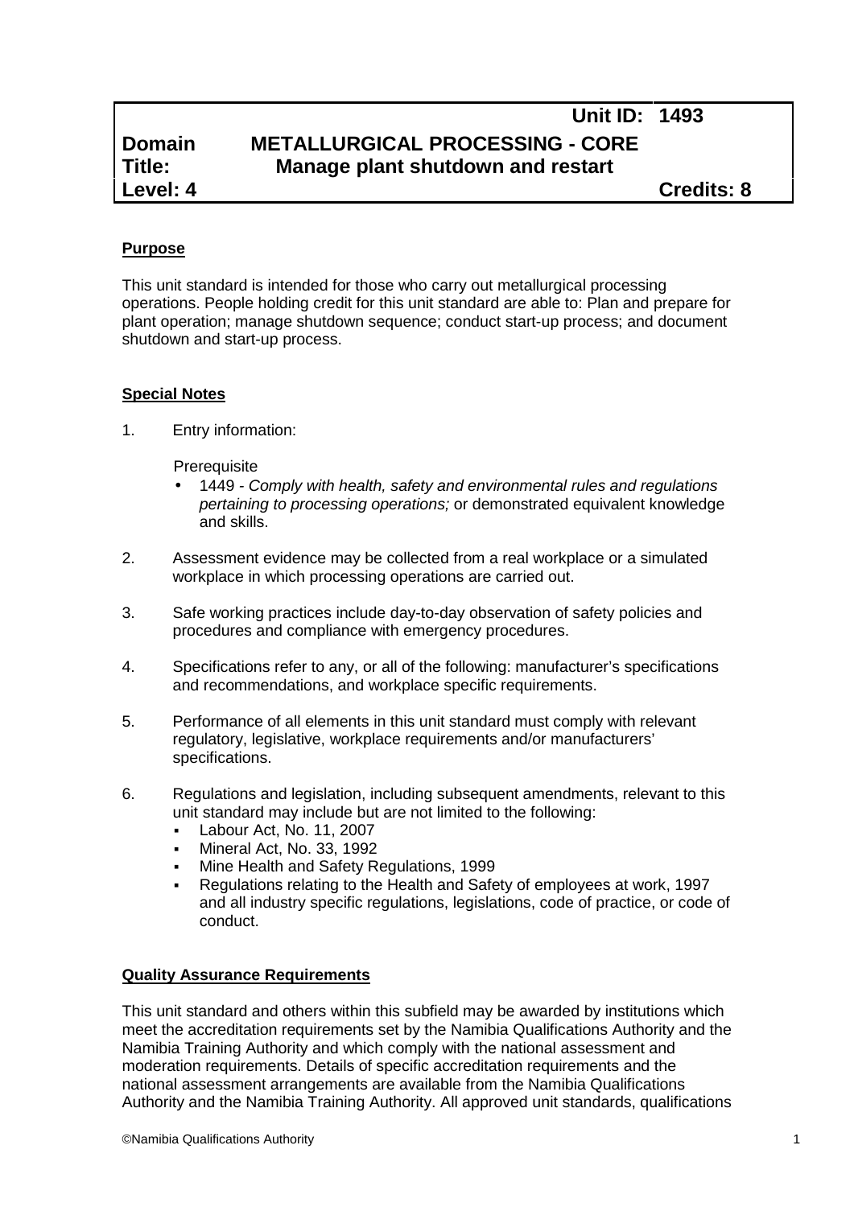| | | Unit ID: | 1493 |
|---|---|---|---|
| **Domain** | **METALLURGICAL PROCESSING - CORE** | | |
| **Title:** | **Manage plant shutdown and restart** | | |
| **Level: 4** | | **Credits: 8** | |

## Purpose

This unit standard is intended for those who carry out metallurgical processing operations. People holding credit for this unit standard are able to: Plan and prepare for plant operation; manage shutdown sequence; conduct start-up process; and document shutdown and start-up process.

## Special Notes

1. Entry information:

   Prerequisite
   - 1449 - *Comply with health, safety and environmental rules and regulations pertaining to processing operations;* or demonstrated equivalent knowledge and skills.

2. Assessment evidence may be collected from a real workplace or a simulated workplace in which processing operations are carried out.

3. Safe working practices include day-to-day observation of safety policies and procedures and compliance with emergency procedures.

4. Specifications refer to any, or all of the following: manufacturer's specifications and recommendations, and workplace specific requirements.

5. Performance of all elements in this unit standard must comply with relevant regulatory, legislative, workplace requirements and/or manufacturers' specifications.

6. Regulations and legislation, including subsequent amendments, relevant to this unit standard may include but are not limited to the following:
   - Labour Act, No. 11, 2007
   - Mineral Act, No. 33, 1992
   - Mine Health and Safety Regulations, 1999
   - Regulations relating to the Health and Safety of employees at work, 1997 and all industry specific regulations, legislations, code of practice, or code of conduct.

## Quality Assurance Requirements

This unit standard and others within this subfield may be awarded by institutions which meet the accreditation requirements set by the Namibia Qualifications Authority and the Namibia Training Authority and which comply with the national assessment and moderation requirements. Details of specific accreditation requirements and the national assessment arrangements are available from the Namibia Qualifications Authority and the Namibia Training Authority. All approved unit standards, qualifications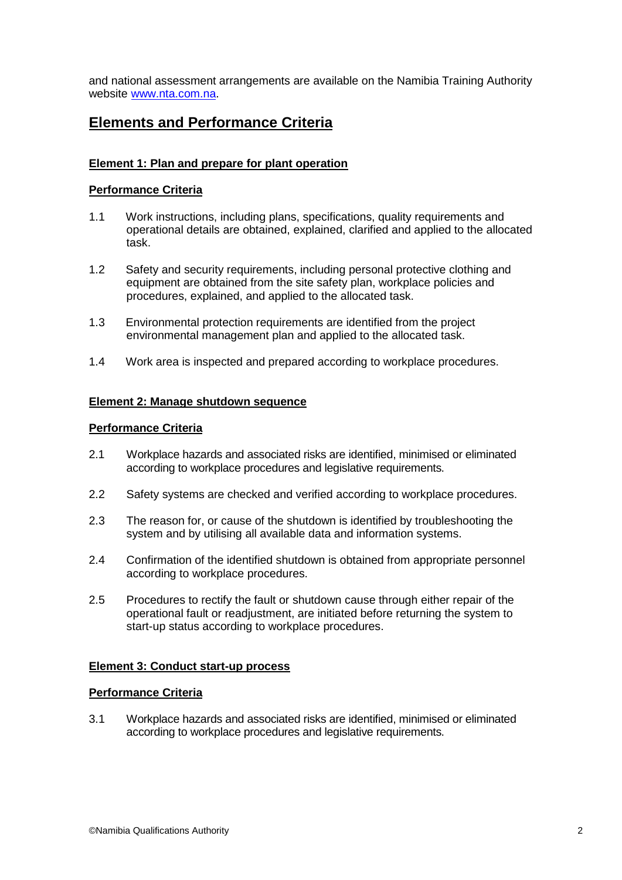and national assessment arrangements are available on the Namibia Training Authority website [www.nta.com.na](http://www.nta.com.na).

## Elements and Performance Criteria

### Element 1: Plan and prepare for plant operation

#### Performance Criteria

1.1 Work instructions, including plans, specifications, quality requirements and operational details are obtained, explained, clarified and applied to the allocated task.

1.2 Safety and security requirements, including personal protective clothing and equipment are obtained from the site safety plan, workplace policies and procedures, explained, and applied to the allocated task.

1.3 Environmental protection requirements are identified from the project environmental management plan and applied to the allocated task.

1.4 Work area is inspected and prepared according to workplace procedures.

### Element 2: Manage shutdown sequence

#### Performance Criteria

2.1 Workplace hazards and associated risks are identified, minimised or eliminated according to workplace procedures and legislative requirements.

2.2 Safety systems are checked and verified according to workplace procedures.

2.3 The reason for, or cause of the shutdown is identified by troubleshooting the system and by utilising all available data and information systems.

2.4 Confirmation of the identified shutdown is obtained from appropriate personnel according to workplace procedures.

2.5 Procedures to rectify the fault or shutdown cause through either repair of the operational fault or readjustment, are initiated before returning the system to start-up status according to workplace procedures.

### Element 3: Conduct start-up process

#### Performance Criteria

3.1 Workplace hazards and associated risks are identified, minimised or eliminated according to workplace procedures and legislative requirements.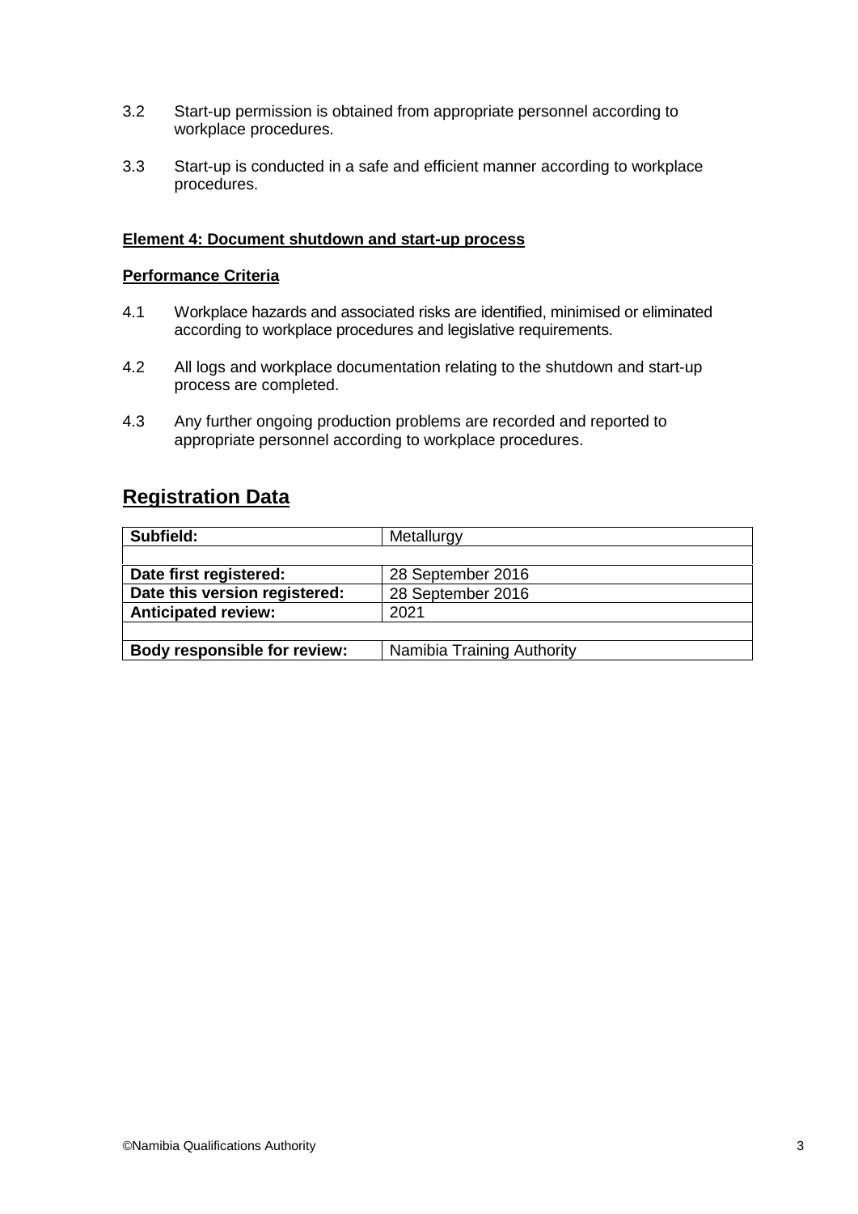3.2 Start-up permission is obtained from appropriate personnel according to workplace procedures.

3.3 Start-up is conducted in a safe and efficient manner according to workplace procedures.

**Element 4: Document shutdown and start-up process**

**Performance Criteria**

4.1 Workplace hazards and associated risks are identified, minimised or eliminated according to workplace procedures and legislative requirements.

4.2 All logs and workplace documentation relating to the shutdown and start-up process are completed.

4.3 Any further ongoing production problems are recorded and reported to appropriate personnel according to workplace procedures.

## Registration Data

| | |
|---|---|
| **Subfield:** | Metallurgy |
| | |
| **Date first registered:** | 28 September 2016 |
| **Date this version registered:** | 28 September 2016 |
| **Anticipated review:** | 2021 |
| | |
| **Body responsible for review:** | Namibia Training Authority |

©Namibia Qualifications Authority